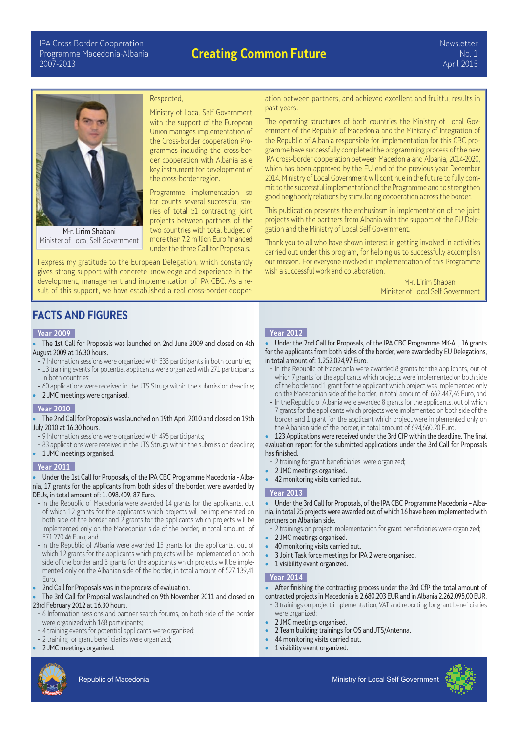IPA Cross Border Cooperation Programme Macedonia-Albania 2007-2013

# Creating Common Future

Newsletter No. 1 April 2015

M-r. Lirim Shabani
Minister of Local Self Government

Respected,

Ministry of Local Self Government with the support of the European Union manages implementation of the Cross-border cooperation Programmes including the cross-border cooperation with Albania as e key instrument for development of the cross-border region.

Programme implementation so far counts several successful stories of total 51 contracting joint projects between partners of the two countries with total budget of more than 7.2 million Euro financed under the three Call for Proposals.

I express my gratitude to the European Delegation, which constantly gives strong support with concrete knowledge and experience in the development, management and implementation of IPA CBC. As a result of this support, we have established a real cross-border cooperation between partners, and achieved excellent and fruitful results in past years.

The operating structures of both countries the Ministry of Local Government of the Republic of Macedonia and the Ministry of Integration of the Republic of Albania responsible for implementation for this CBC programme have successfully completed the programming process of the new IPA cross-border cooperation between Macedonia and Albania, 2014-2020, which has been approved by the EU end of the previous year December 2014. Ministry of Local Government will continue in the future to fully commit to the successful implementation of the Programme and to strengthen good neighborly relations by stimulating cooperation across the border.

This publication presents the enthusiasm in implementation of the joint projects with the partners from Albania with the support of the EU Delegation and the Ministry of Local Self Government.

Thank you to all who have shown interest in getting involved in activities carried out under this program, for helping us to successfully accomplish our mission. For everyone involved in implementation of this Programme wish a successful work and collaboration.

M-r. Lirim Shabani
Minister of Local Self Government

## FACTS AND FIGURES

### Year 2009

- The 1st Call for Proposals was launched on 2nd June 2009 and closed on 4th August 2009 at 16.30 hours.
  - 7 Information sessions were organized with 333 participants in both countries;
  - 13 training events for potential applicants were organized with 271 participants in both countries;
  - 60 applications were received in the JTS Struga within the submission deadline;
- 2 JMC meetings were organised.

### Year 2010

- The 2nd Call for Proposals was launched on 19th April 2010 and closed on 19th July 2010 at 16.30 hours.
  - 9 Information sessions were organized with 495 participants;
  - 83 applications were received in the JTS Struga within the submission deadline;
- 1 JMC meetings organised.

### Year 2011

- Under the 1st Call for Proposals, of the IPA CBC Programme Macedonia - Albania, 17 grants for the applicants from both sides of the border, were awarded by DEUs, in total amount of: 1. 098.409, 87 Euro.
  - In the Republic of Macedonia were awarded 14 grants for the applicants, out of which 12 grants for the applicants which projects will be implemented on both side of the border and 2 grants for the applicants which projects will be implemented only on the Macedonian side of the border, in total amount of 571.270,46 Euro, and
  - In the Republic of Albania were awarded 15 grants for the applicants, out of which 12 grants for the applicants which projects will be implemented on both side of the border and 3 grants for the applicants which projects will be implemented only on the Albanian side of the border, in total amount of 527.139,41 Euro.
- 2nd Call for Proposals was in the process of evaluation.
- The 3rd Call for Proposal was launched on 9th November 2011 and closed on 23rd February 2012 at 16.30 hours.
  - 6 Information sessions and partner search forums, on both side of the border were organized with 168 participants;
  - 4 training events for potential applicants were organized;
  - 2 training for grant beneficiaries were organized;
- 2 JMC meetings organised.

### Year 2012

- Under the 2nd Call for Proposals, of the IPA CBC Programme MK-AL, 16 grants for the applicants from both sides of the border, were awarded by EU Delegations, in total amount of: 1.252.024,97 Euro.
  - In the Republic of Macedonia were awarded 8 grants for the applicants, out of which 7 grants for the applicants which projects were implemented on both side of the border and 1 grant for the applicant which project was implemented only on the Macedonian side of the border, in total amount of 662.447,46 Euro, and
  - In the Republic of Albania were awarded 8 grants for the applicants, out of which 7 grants for the applicants which projects were implemented on both side of the border and 1 grant for the applicant which project were implemented only on the Albanian side of the border, in total amount of 694,660.20 Euro.
- 123 Applications were received under the 3rd CfP within the deadline. The final evaluation report for the submitted applications under the 3rd Call for Proposals has finished.
  - 2 training for grant beneficiaries were organized;
- 2 JMC meetings organised.
- 42 monitoring visits carried out.

### Year 2013

- Under the 3rd Call for Proposals, of the IPA CBC Programme Macedonia – Albania, in total 25 projects were awarded out of which 16 have been implemented with partners on Albanian side.
  - 2 trainings on project implementation for grant beneficiaries were organized;
- 2 JMC meetings organised.
- 40 monitoring visits carried out.
- 3 Joint Task force meetings for IPA 2 were organised.
- 1 visibility event organized.

### Year 2014

- After finishing the contracting process under the 3rd CfP the total amount of contracted projects in Macedonia is 2.680.203 EUR and in Albania 2.262.095,00 EUR.
  - 3 trainings on project implementation, VAT and reporting for grant beneficiaries were organized;
- 2 JMC meetings organised.
- 2 Team building trainings for OS and JTS/Antenna.
- 44 monitoring visits carried out.
- 1 visibility event organized.

Republic of Macedonia

Ministry for Local Self Government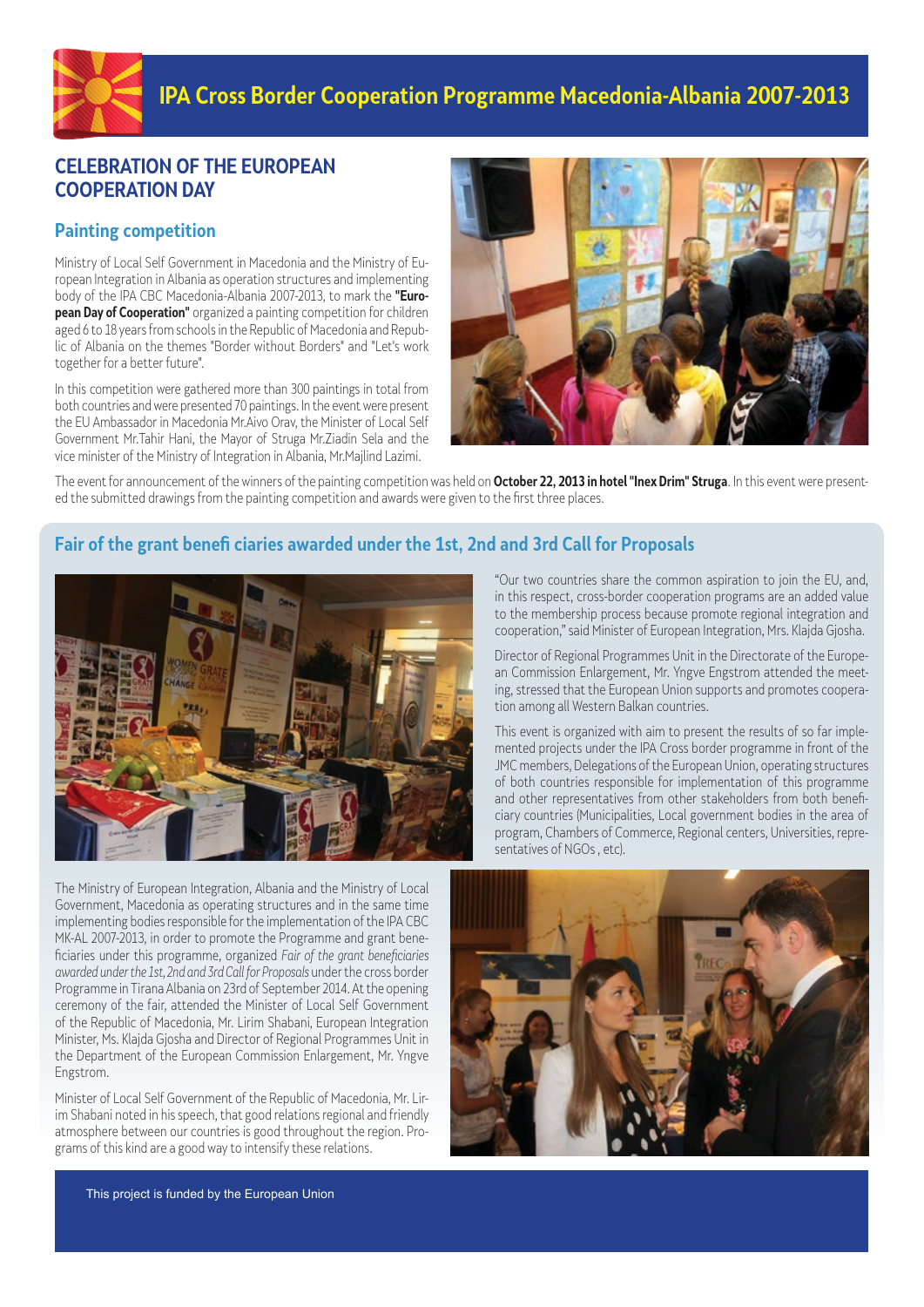# IPA Cross Border Cooperation Programme Macedonia-Albania 2007-2013

## CELEBRATION OF THE EUROPEAN COOPERATION DAY

### Painting competition

Ministry of Local Self Government in Macedonia and the Ministry of European Integration in Albania as operation structures and implementing body of the IPA CBC Macedonia-Albania 2007-2013, to mark the **"European Day of Cooperation"** organized a painting competition for children aged 6 to 18 years from schools in the Republic of Macedonia and Republic of Albania on the themes "Border without Borders" and "Let's work together for a better future".

In this competition were gathered more than 300 paintings in total from both countries and were presented 70 paintings. In the event were present the EU Ambassador in Macedonia Mr.Aivo Orav, the Minister of Local Self Government Mr.Tahir Hani, the Mayor of Struga Mr.Ziadin Sela and the vice minister of the Ministry of Integration in Albania, Mr.Majlind Lazimi.

The event for announcement of the winners of the painting competition was held on **October 22, 2013 in hotel "Inex Drim" Struga**. In this event were presented the submitted drawings from the painting competition and awards were given to the first three places.

### Fair of the grant beneficiaries awarded under the 1st, 2nd and 3rd Call for Proposals

"Our two countries share the common aspiration to join the EU, and, in this respect, cross-border cooperation programs are an added value to the membership process because promote regional integration and cooperation," said Minister of European Integration, Mrs. Klajda Gjosha.

Director of Regional Programmes Unit in the Directorate of the European Commission Enlargement, Mr. Yngve Engstrom attended the meeting, stressed that the European Union supports and promotes cooperation among all Western Balkan countries.

This event is organized with aim to present the results of so far implemented projects under the IPA Cross border programme in front of the JMC members, Delegations of the European Union, operating structures of both countries responsible for implementation of this programme and other representatives from other stakeholders from both beneficiary countries (Municipalities, Local government bodies in the area of program, Chambers of Commerce, Regional centers, Universities, representatives of NGOs , etc).

The Ministry of European Integration, Albania and the Ministry of Local Government, Macedonia as operating structures and in the same time implementing bodies responsible for the implementation of the IPA CBC MK-AL 2007-2013, in order to promote the Programme and grant beneficiaries under this programme, organized *Fair of the grant beneficiaries awarded under the 1st, 2nd and 3rd Call for Proposals* under the cross border Programme in Tirana Albania on 23rd of September 2014. At the opening ceremony of the fair, attended the Minister of Local Self Government of the Republic of Macedonia, Mr. Lirim Shabani, European Integration Minister, Ms. Klajda Gjosha and Director of Regional Programmes Unit in the Department of the European Commission Enlargement, Mr. Yngve Engstrom.

Minister of Local Self Government of the Republic of Macedonia, Mr. Lirim Shabani noted in his speech, that good relations regional and friendly atmosphere between our countries is good throughout the region. Programs of this kind are a good way to intensify these relations.

This project is funded by the European Union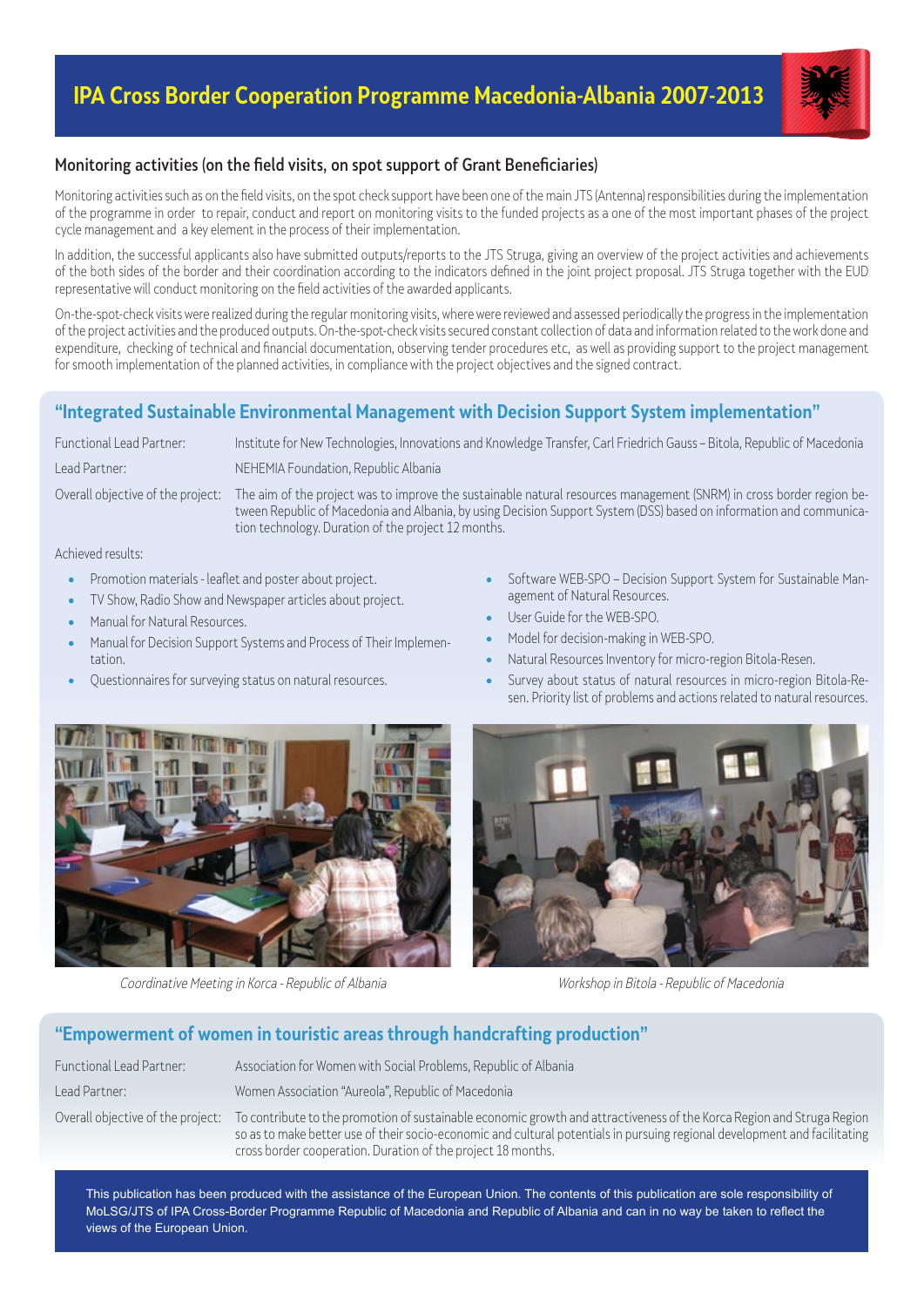# IPA Cross Border Cooperation Programme Macedonia-Albania 2007-2013

## Monitoring activities (on the field visits, on spot support of Grant Beneficiaries)

Monitoring activities such as on the field visits, on the spot check support have been one of the main JTS (Antenna) responsibilities during the implementation of the programme in order to repair, conduct and report on monitoring visits to the funded projects as a one of the most important phases of the project cycle management and a key element in the process of their implementation.

In addition, the successful applicants also have submitted outputs/reports to the JTS Struga, giving an overview of the project activities and achievements of the both sides of the border and their coordination according to the indicators defined in the joint project proposal. JTS Struga together with the EUD representative will conduct monitoring on the field activities of the awarded applicants.

On-the-spot-check visits were realized during the regular monitoring visits, where were reviewed and assessed periodically the progress in the implementation of the project activities and the produced outputs. On-the-spot-check visits secured constant collection of data and information related to the work done and expenditure, checking of technical and financial documentation, observing tender procedures etc, as well as providing support to the project management for smooth implementation of the planned activities, in compliance with the project objectives and the signed contract.

## "Integrated Sustainable Environmental Management with Decision Support System implementation"

Functional Lead Partner: Institute for New Technologies, Innovations and Knowledge Transfer, Carl Friedrich Gauss – Bitola, Republic of Macedonia

Lead Partner: NEHEMIA Foundation, Republic Albania

Overall objective of the project: The aim of the project was to improve the sustainable natural resources management (SNRM) in cross border region between Republic of Macedonia and Albania, by using Decision Support System (DSS) based on information and communication technology. Duration of the project 12 months.

Achieved results:

- Promotion materials - leaflet and poster about project.
- TV Show, Radio Show and Newspaper articles about project.
- Manual for Natural Resources.
- Manual for Decision Support Systems and Process of Their Implementation.
- Questionnaires for surveying status on natural resources.
- Software WEB-SPO – Decision Support System for Sustainable Management of Natural Resources.
- User Guide for the WEB-SPO.
- Model for decision-making in WEB-SPO.
- Natural Resources Inventory for micro-region Bitola-Resen.
- Survey about status of natural resources in micro-region Bitola-Resen. Priority list of problems and actions related to natural resources.

*Coordinative Meeting in Korca - Republic of Albania*

*Workshop in Bitola - Republic of Macedonia*

## "Empowerment of women in touristic areas through handcrafting production"

Functional Lead Partner: Association for Women with Social Problems, Republic of Albania

Lead Partner: Women Association "Aureola", Republic of Macedonia

Overall objective of the project: To contribute to the promotion of sustainable economic growth and attractiveness of the Korca Region and Struga Region so as to make better use of their socio-economic and cultural potentials in pursuing regional development and facilitating cross border cooperation. Duration of the project 18 months.

This publication has been produced with the assistance of the European Union. The contents of this publication are sole responsibility of MoLSG/JTS of IPA Cross-Border Programme Republic of Macedonia and Republic of Albania and can in no way be taken to reflect the views of the European Union.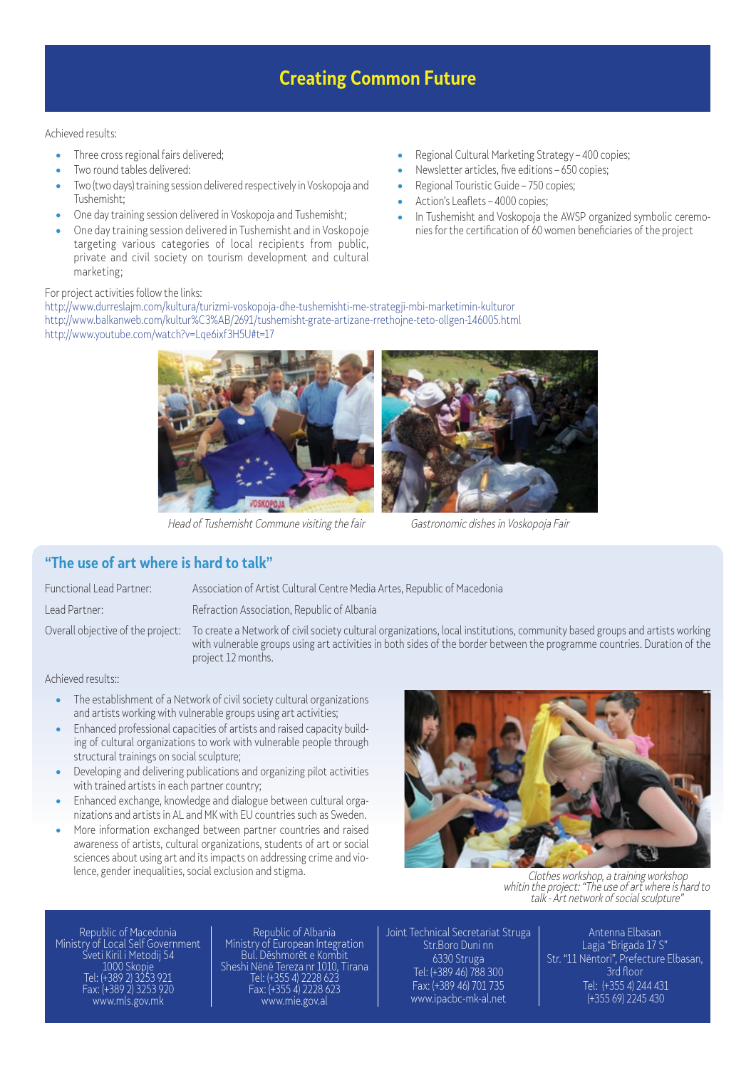# Creating Common Future

Achieved results:

- Three cross regional fairs delivered;
- Two round tables delivered:
- Two (two days) training session delivered respectively in Voskopoja and Tushemisht;
- One day training session delivered in Voskopoja and Tushemisht;
- One day training session delivered in Tushemisht and in Voskopoje targeting various categories of local recipients from public, private and civil society on tourism development and cultural marketing;
- Regional Cultural Marketing Strategy – 400 copies;
- Newsletter articles, five editions – 650 copies;
- Regional Touristic Guide – 750 copies;
- Action's Leaflets – 4000 copies;
- In Tushemisht and Voskopoja the AWSP organized symbolic ceremonies for the certification of 60 women beneficiaries of the project

For project activities follow the links:
http://www.durreslajm.com/kultura/turizmi-voskopoja-dhe-tushemishti-me-strategji-mbi-marketimin-kulturor
http://www.balkanweb.com/kultur%C3%AB/2691/tushemisht-grate-artizane-rrethojne-teto-ollgen-146005.html
http://www.youtube.com/watch?v=Lqe6ixf3H5U#t=17

*Head of Tushemisht Commune visiting the fair*

*Gastronomic dishes in Voskopoja Fair*

## "The use of art where is hard to talk"

| | |
|---|---|
| Functional Lead Partner: | Association of Artist Cultural Centre Media Artes, Republic of Macedonia |
| Lead Partner: | Refraction Association, Republic of Albania |
| Overall objective of the project: | To create a Network of civil society cultural organizations, local institutions, community based groups and artists working with vulnerable groups using art activities in both sides of the border between the programme countries. Duration of the project 12 months. |

Achieved results::

- The establishment of a Network of civil society cultural organizations and artists working with vulnerable groups using art activities;
- Enhanced professional capacities of artists and raised capacity building of cultural organizations to work with vulnerable people through structural trainings on social sculpture;
- Developing and delivering publications and organizing pilot activities with trained artists in each partner country;
- Enhanced exchange, knowledge and dialogue between cultural organizations and artists in AL and MK with EU countries such as Sweden.
- More information exchanged between partner countries and raised awareness of artists, cultural organizations, students of art or social sciences about using art and its impacts on addressing crime and violence, gender inequalities, social exclusion and stigma.

*Clothes workshop, a training workshop whitin the project: "The use of art where is hard to talk - Art network of social sculpture"*

Republic of Macedonia
Ministry of Local Self Government
Sveti Kiril i Metodij 54
1000 Skopje
Tel: (+389 2) 3253 921
Fax: (+389 2) 3253 920
www.mls.gov.mk

Republic of Albania
Ministry of European Integration
Bul. Dëshmorët e Kombit
Sheshi Nënë Tereza nr 1010, Tirana
Tel: (+355 4) 2228 623
Fax: (+355 4) 2228 623
www.mie.gov.al

Joint Technical Secretariat Struga
Str.Boro Duni nn
6330 Struga
Tel: (+389 46) 788 300
Fax: (+389 46) 701 735
www.ipacbc-mk-al.net

Antenna Elbasan
Lagja "Brigada 17 S"
Str. "11 Nëntori", Prefecture Elbasan, 3rd floor
Tel: (+355 4) 244 431
(+355 69) 2245 430